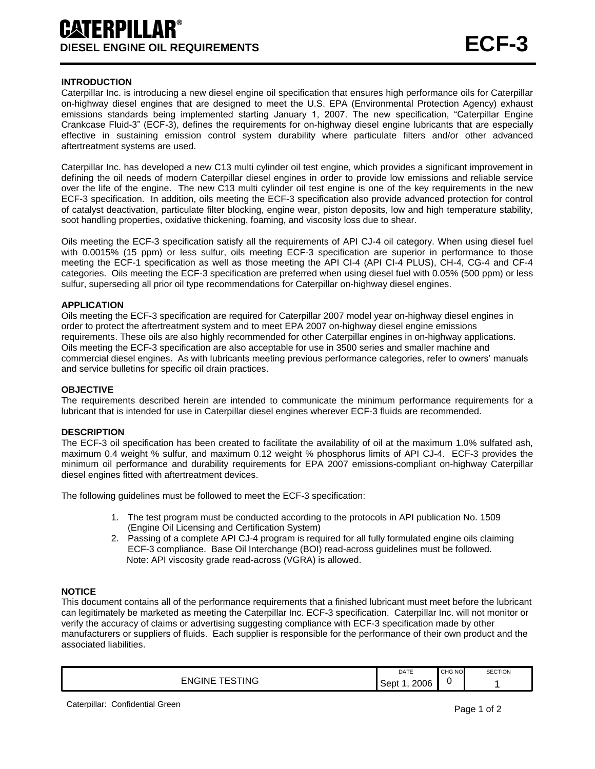# CATERPILLAR®

## DIESEL ENGINE OIL REQUIREMENTS

# ECF-3

### INTRODUCTION

Caterpillar Inc. is introducing a new diesel engine oil specification that ensures high performance oils for Caterpillar on-highway diesel engines that are designed to meet the U.S. EPA (Environmental Protection Agency) exhaust emissions standards being implemented starting January 1, 2007. The new specification, "Caterpillar Engine Crankcase Fluid-3" (ECF-3), defines the requirements for on-highway diesel engine lubricants that are especially effective in sustaining emission control system durability where particulate filters and/or other advanced aftertreatment systems are used.

Caterpillar Inc. has developed a new C13 multi cylinder oil test engine, which provides a significant improvement in defining the oil needs of modern Caterpillar diesel engines in order to provide low emissions and reliable service over the life of the engine. The new C13 multi cylinder oil test engine is one of the key requirements in the new ECF-3 specification. In addition, oils meeting the ECF-3 specification also provide advanced protection for control of catalyst deactivation, particulate filter blocking, engine wear, piston deposits, low and high temperature stability, soot handling properties, oxidative thickening, foaming, and viscosity loss due to shear.

Oils meeting the ECF-3 specification satisfy all the requirements of API CJ-4 oil category. When using diesel fuel with 0.0015% (15 ppm) or less sulfur, oils meeting ECF-3 specification are superior in performance to those meeting the ECF-1 specification as well as those meeting the API CI-4 (API CI-4 PLUS), CH-4, CG-4 and CF-4 categories. Oils meeting the ECF-3 specification are preferred when using diesel fuel with 0.05% (500 ppm) or less sulfur, superseding all prior oil type recommendations for Caterpillar on-highway diesel engines.

### APPLICATION

Oils meeting the ECF-3 specification are required for Caterpillar 2007 model year on-highway diesel engines in order to protect the aftertreatment system and to meet EPA 2007 on-highway diesel engine emissions requirements. These oils are also highly recommended for other Caterpillar engines in on-highway applications. Oils meeting the ECF-3 specification are also acceptable for use in 3500 series and smaller machine and commercial diesel engines. As with lubricants meeting previous performance categories, refer to owners' manuals and service bulletins for specific oil drain practices.

### OBJECTIVE

The requirements described herein are intended to communicate the minimum performance requirements for a lubricant that is intended for use in Caterpillar diesel engines wherever ECF-3 fluids are recommended.

### DESCRIPTION

The ECF-3 oil specification has been created to facilitate the availability of oil at the maximum 1.0% sulfated ash, maximum 0.4 weight % sulfur, and maximum 0.12 weight % phosphorus limits of API CJ-4. ECF-3 provides the minimum oil performance and durability requirements for EPA 2007 emissions-compliant on-highway Caterpillar diesel engines fitted with aftertreatment devices.

The following guidelines must be followed to meet the ECF-3 specification:

1. The test program must be conducted according to the protocols in API publication No. 1509 (Engine Oil Licensing and Certification System)
2. Passing of a complete API CJ-4 program is required for all fully formulated engine oils claiming ECF-3 compliance. Base Oil Interchange (BOI) read-across guidelines must be followed. Note: API viscosity grade read-across (VGRA) is allowed.

### NOTICE

This document contains all of the performance requirements that a finished lubricant must meet before the lubricant can legitimately be marketed as meeting the Caterpillar Inc. ECF-3 specification. Caterpillar Inc. will not monitor or verify the accuracy of claims or advertising suggesting compliance with ECF-3 specification made by other manufacturers or suppliers of fluids. Each supplier is responsible for the performance of their own product and the associated liabilities.

| ENGINE TESTING | DATE | CHG NO | SECTION |
|---|---|---|---|
| | Sept 1, 2006 | 0 | 1 |

Caterpillar: Confidential Green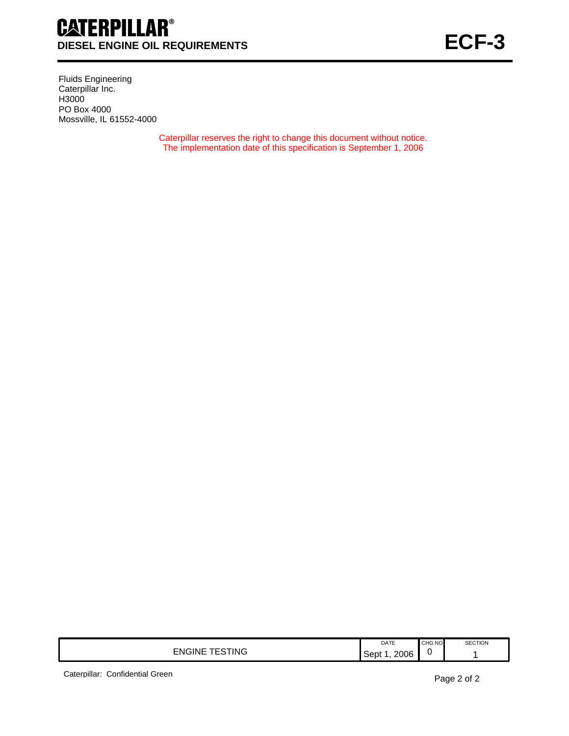Fluids Engineering
Caterpillar Inc.
H3000
PO Box 4000
Mossville, IL 61552-4000

Caterpillar reserves the right to change this document without notice.
The implementation date of this specification is September 1, 2006